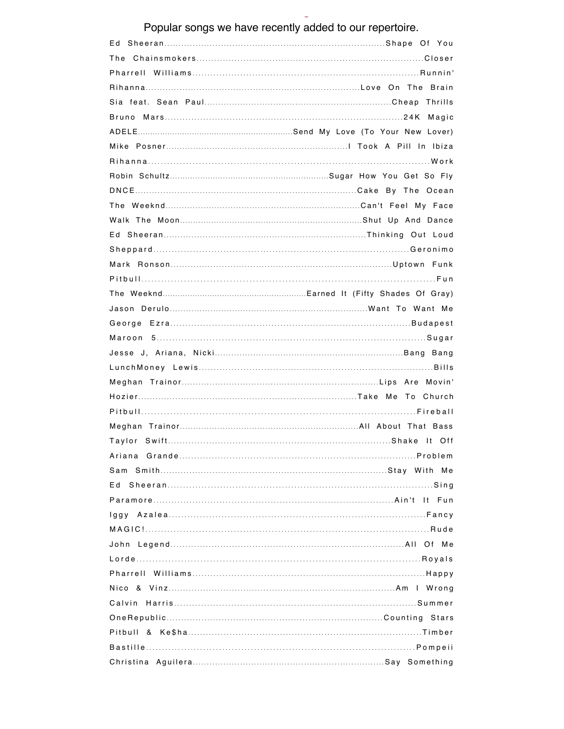Popular songs we have recently added to our repertoire.

Ed Sheeran..........Shape Of You
The Chainsmokers..........Closer
Pharrell Williams..........Runnin'
Rihanna..........Love On The Brain
Sia feat. Sean Paul..........Cheap Thrills
Bruno Mars..........24K Magic
ADELE..........Send My Love (To Your New Lover)
Mike Posner..........I Took A Pill In Ibiza
Rihanna..........Work
Robin Schultz..........Sugar How You Get So Fly
DNCE..........Cake By The Ocean
The Weeknd..........Can't Feel My Face
Walk The Moon..........Shut Up And Dance
Ed Sheeran..........Thinking Out Loud
Sheppard..........Geronimo
Mark Ronson..........Uptown Funk
Pitbull..........Fun
The Weeknd..........Earned It (Fifty Shades Of Gray)
Jason Derulo..........Want To Want Me
George Ezra..........Budapest
Maroon 5..........Sugar
Jesse J, Ariana, Nicki..........Bang Bang
LunchMoney Lewis..........Bills
Meghan Trainor..........Lips Are Movin'
Hozier..........Take Me To Church
Pitbull..........Fireball
Meghan Trainor..........All About That Bass
Taylor Swift..........Shake It Off
Ariana Grande..........Problem
Sam Smith..........Stay With Me
Ed Sheeran..........Sing
Paramore..........Ain't It Fun
Iggy Azalea..........Fancy
MAGIC!..........Rude
John Legend..........All Of Me
Lorde..........Royals
Pharrell Williams..........Happy
Nico & Vinz..........Am I Wrong
Calvin Harris..........Summer
OneRepublic..........Counting Stars
Pitbull & Ke$ha..........Timber
Bastille..........Pompeii
Christina Aguilera..........Say Something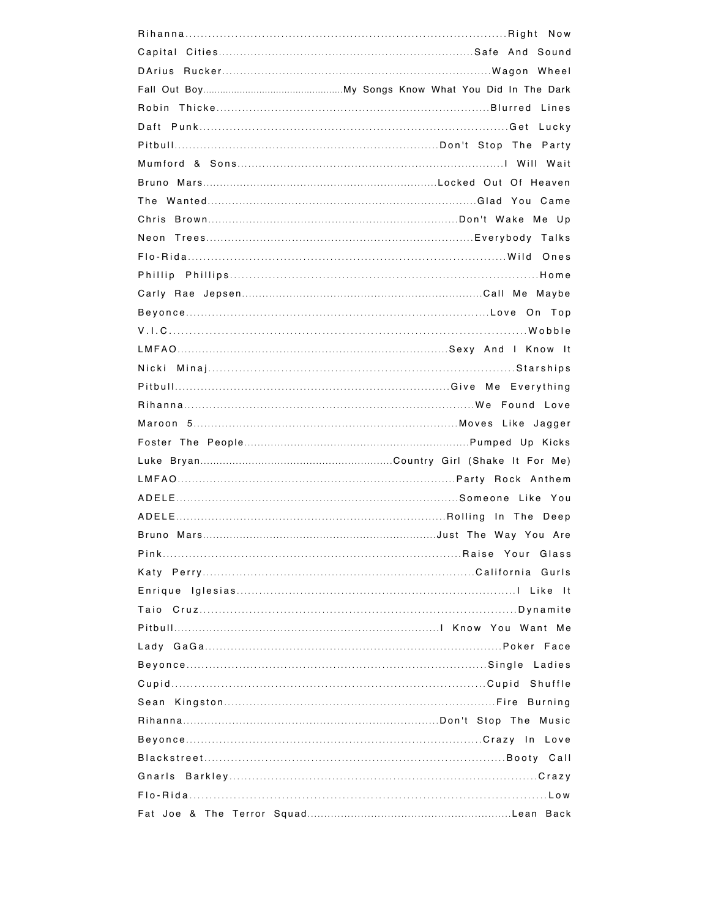Rihanna.................................................................................Right Now
Capital Cities.....................................................................Safe And Sound
DArius Rucker.........................................................................Wagon Wheel
Fall Out Boy.................................................My Songs Know What You Did In The Dark
Robin Thicke.........................................................................Blurred Lines
Daft Punk.................................................................................Get Lucky
Pitbull.......................................................................Don't Stop The Party
Mumford & Sons.........................................................................I Will Wait
Bruno Mars...................................................................Locked Out Of Heaven
The Wanted..........................................................................Glad You Came
Chris Brown.......................................................................Don't Wake Me Up
Neon Trees........................................................................Everybody Talks
Flo-Rida..................................................................................Wild Ones
Phillip Phillips..................................................................................Home
Carly Rae Jepsen...................................................................Call Me Maybe
Beyonce.................................................................................Love On Top
V.I.C.........................................................................................Wobble
LMFAO..........................................................................Sexy And I Know It
Nicki Minaj...............................................................................Starships
Pitbull.........................................................................Give Me Everything
Rihanna.............................................................................We Found Love
Maroon 5........................................................................Moves Like Jagger
Foster The People..................................................................Pumped Up Kicks
Luke Bryan..........................................................Country Girl (Shake It For Me)
LMFAO............................................................................Party Rock Anthem
ADELE.............................................................................Someone Like You
ADELE..........................................................................Rolling In The Deep
Bruno Mars....................................................................Just The Way You Are
Pink...............................................................................Raise Your Glass
Katy Perry........................................................................California Gurls
Enrique Iglesias..........................................................................I Like It
Taio Cruz.................................................................................Dynamite
Pitbull........................................................................I Know You Want Me
Lady GaGa...............................................................................Poker Face
Beyonce..............................................................................Single Ladies
Cupid...............................................................................Cupid Shuffle
Sean Kingston........................................................................Fire Burning
Rihanna......................................................................Don't Stop The Music
Beyonce..............................................................................Crazy In Love
Blackstreet...............................................................................Booty Call
Gnarls Barkley................................................................................Crazy
Flo-Rida.........................................................................................Low
Fat Joe & The Terror Squad..........................................................Lean Back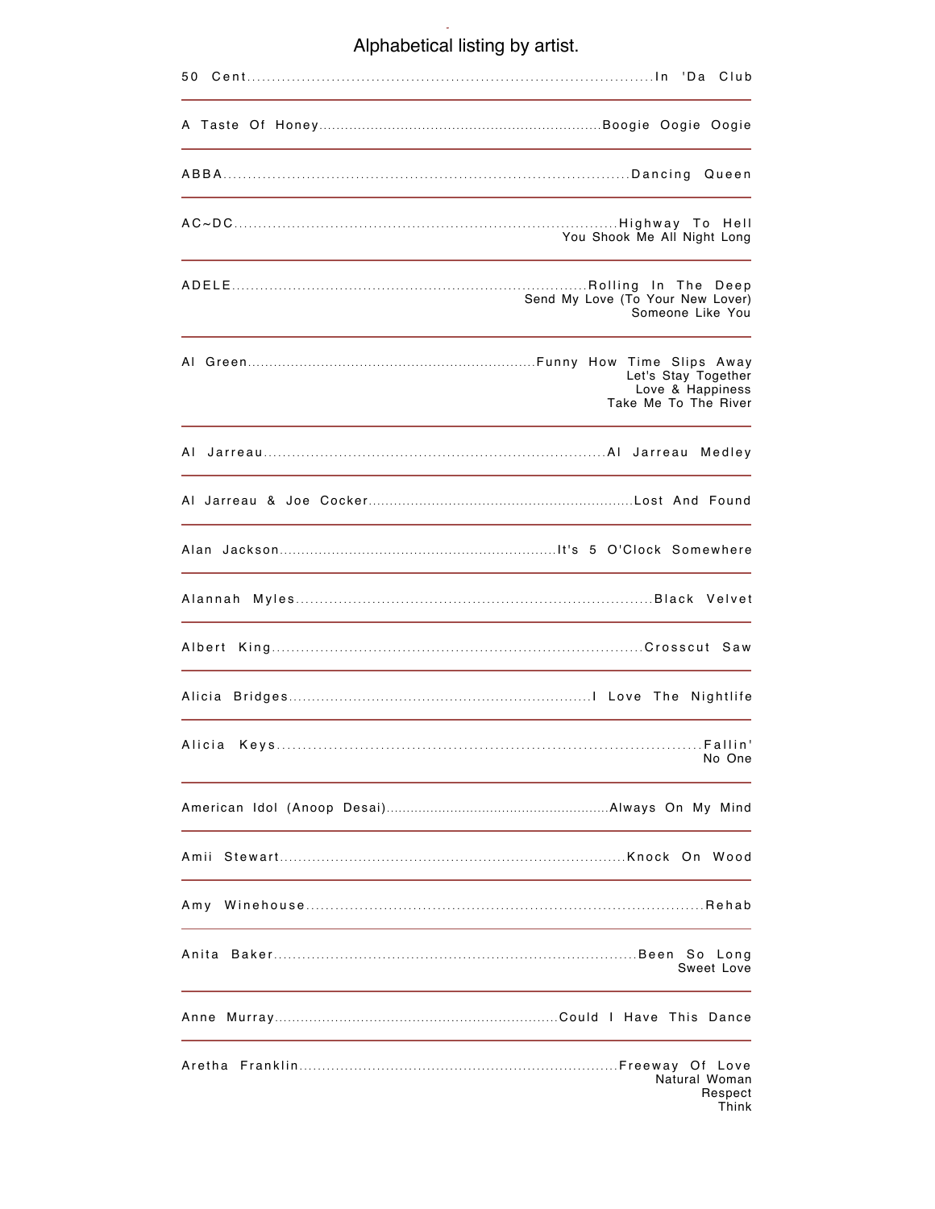# Alphabetical listing by artist.

| Artist | Song |
| --- | --- |
| 50 Cent | In 'Da Club |
| A Taste Of Honey | Boogie Oogie Oogie |
| ABBA | Dancing Queen |
| AC~DC | Highway To Hell<br>You Shook Me All Night Long |
| ADELE | Rolling In The Deep<br>Send My Love (To Your New Lover)<br>Someone Like You |
| Al Green | Funny How Time Slips Away<br>Let's Stay Together<br>Love & Happiness<br>Take Me To The River |
| Al Jarreau | Al Jarreau Medley |
| Al Jarreau & Joe Cocker | Lost And Found |
| Alan Jackson | It's 5 O'Clock Somewhere |
| Alannah Myles | Black Velvet |
| Albert King | Crosscut Saw |
| Alicia Bridges | I Love The Nightlife |
| Alicia Keys | Fallin'<br>No One |
| American Idol (Anoop Desai) | Always On My Mind |
| Amii Stewart | Knock On Wood |
| Amy Winehouse | Rehab |
| Anita Baker | Been So Long<br>Sweet Love |
| Anne Murray | Could I Have This Dance |
| Aretha Franklin | Freeway Of Love<br>Natural Woman<br>Respect<br>Think |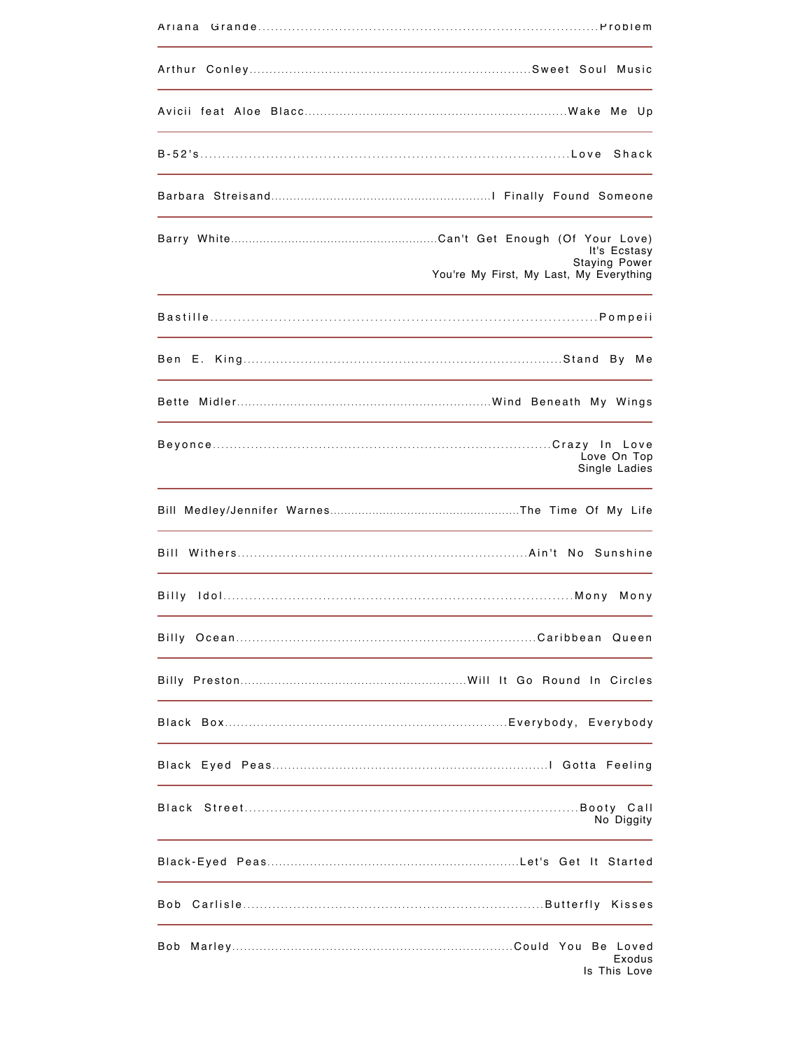Ariana Grande.....Problem

---

Arthur Conley.....Sweet Soul Music

---

Avicii feat Aloe Blacc.....Wake Me Up

---

B-52's.....Love Shack

---

Barbara Streisand.....I Finally Found Someone

---

Barry White.....Can't Get Enough (Of Your Love)
It's Ecstasy
Staying Power
You're My First, My Last, My Everything

---

Bastille.....Pompeii

---

Ben E. King.....Stand By Me

---

Bette Midler.....Wind Beneath My Wings

---

Beyonce.....Crazy In Love
Love On Top
Single Ladies

---

Bill Medley/Jennifer Warnes.....The Time Of My Life

---

Bill Withers.....Ain't No Sunshine

---

Billy Idol.....Mony Mony

---

Billy Ocean.....Caribbean Queen

---

Billy Preston.....Will It Go Round In Circles

---

Black Box.....Everybody, Everybody

---

Black Eyed Peas.....I Gotta Feeling

---

Black Street.....Booty Call
No Diggity

---

Black-Eyed Peas.....Let's Get It Started

---

Bob Carlisle.....Butterfly Kisses

---

Bob Marley.....Could You Be Loved
Exodus
Is This Love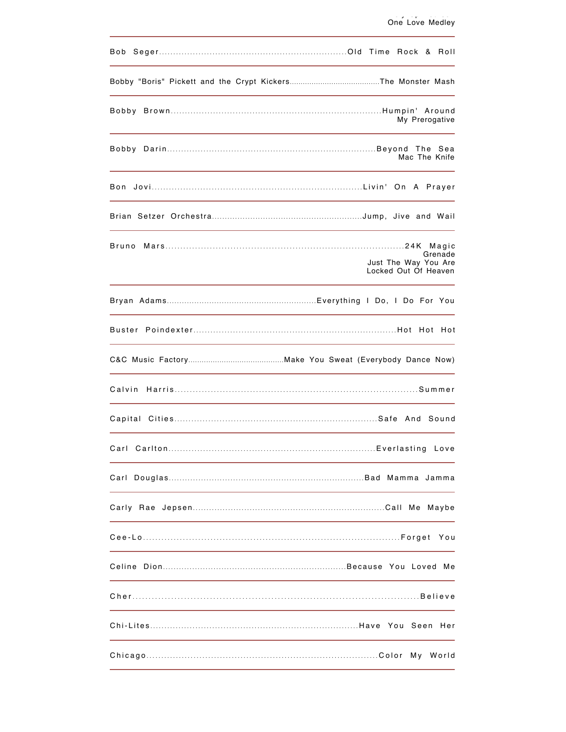One Love Medley

---

Bob Seger..................................................................Old Time Rock & Roll

---

Bobby "Boris" Pickett and the Crypt Kickers..........................................The Monster Mash

---

Bobby Brown..........................................................................Humpin' Around
My Prerogative

---

Bobby Darin..........................................................................Beyond The Sea
Mac The Knife

---

Bon Jovi..........................................................................Livin' On A Prayer

---

Brian Setzer Orchestra..........................................................Jump, Jive and Wail

---

Bruno Mars..........................................................................24K Magic
Grenade
Just The Way You Are
Locked Out Of Heaven

---

Bryan Adams..........................................................Everything I Do, I Do For You

---

Buster Poindexter..........................................................................Hot Hot Hot

---

C&C Music Factory..........................................Make You Sweat (Everybody Dance Now)

---

Calvin Harris..........................................................................Summer

---

Capital Cities..........................................................................Safe And Sound

---

Carl Carlton..........................................................................Everlasting Love

---

Carl Douglas..........................................................................Bad Mamma Jamma

---

Carly Rae Jepsen..........................................................................Call Me Maybe

---

Cee-Lo..........................................................................Forget You

---

Celine Dion..........................................................................Because You Loved Me

---

Cher..........................................................................Believe

---

Chi-Lites..........................................................................Have You Seen Her

---

Chicago..........................................................................Color My World

---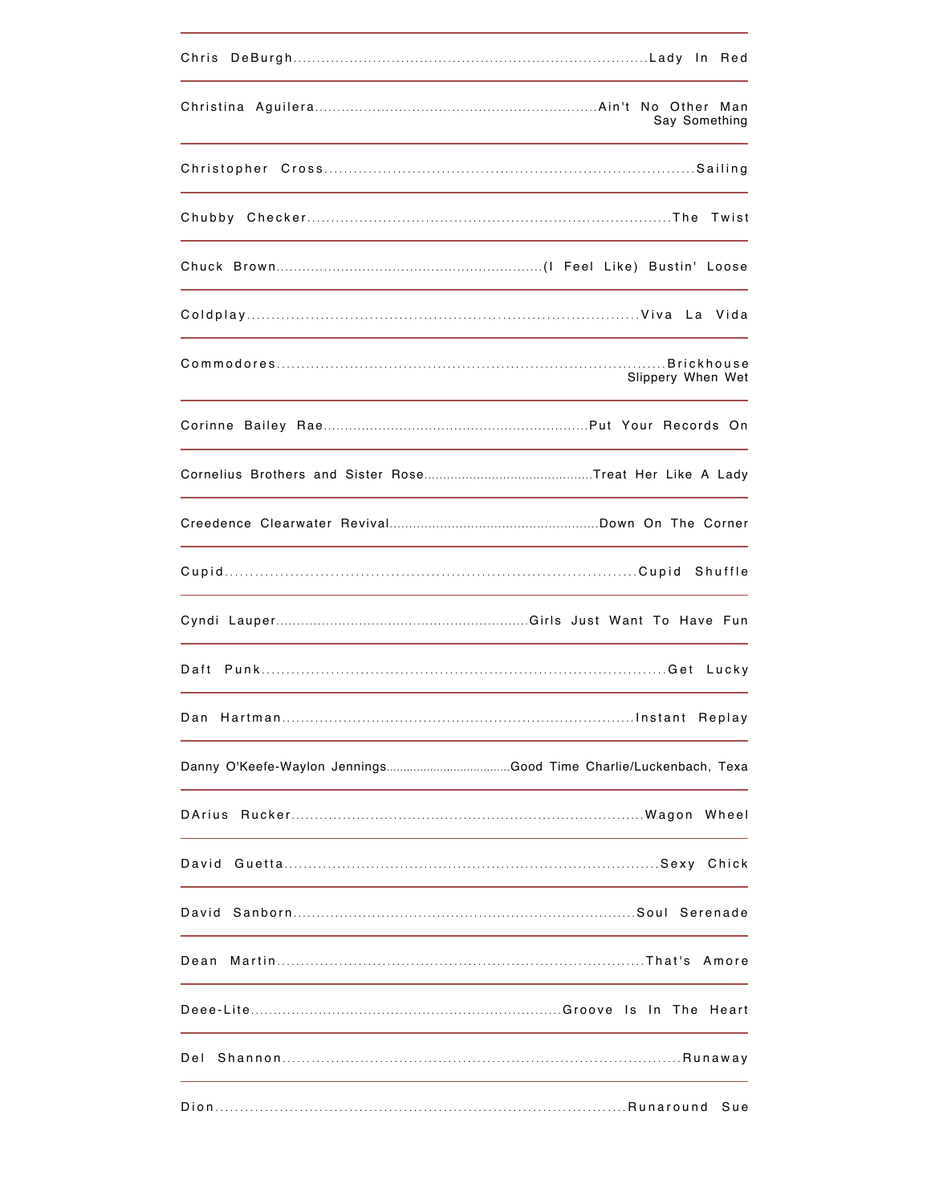Chris DeBurgh..........................................................................Lady In Red

---

Christina Aguilera..............................................................Ain't No Other Man
Say Something

---

Christopher Cross..........................................................................Sailing

---

Chubby Checker...........................................................................The Twist

---

Chuck Brown............................................................(I Feel Like) Bustin' Loose

---

Coldplay.................................................................................Viva La Vida

---

Commodores.............................................................................Brickhouse
Slippery When Wet

---

Corinne Bailey Rae.............................................................Put Your Records On

---

Cornelius Brothers and Sister Rose.............................................Treat Her Like A Lady

---

Creedence Clearwater Revival.......................................................Down On The Corner

---

Cupid.................................................................................Cupid Shuffle

---

Cyndi Lauper............................................................Girls Just Want To Have Fun

---

Daft Punk...................................................................................Get Lucky

---

Dan Hartman.........................................................................Instant Replay

---

Danny O'Keefe-Waylon Jennings....................................Good Time Charlie/Luckenbach, Texa

---

DArius Rucker.........................................................................Wagon Wheel

---

David Guetta...........................................................................Sexy Chick

---

David Sanborn.......................................................................Soul Serenade

---

Dean Martin..........................................................................That's Amore

---

Deee-Lite...................................................................Groove Is In The Heart

---

Del Shannon................................................................................Runaway

---

Dion.................................................................................Runaround Sue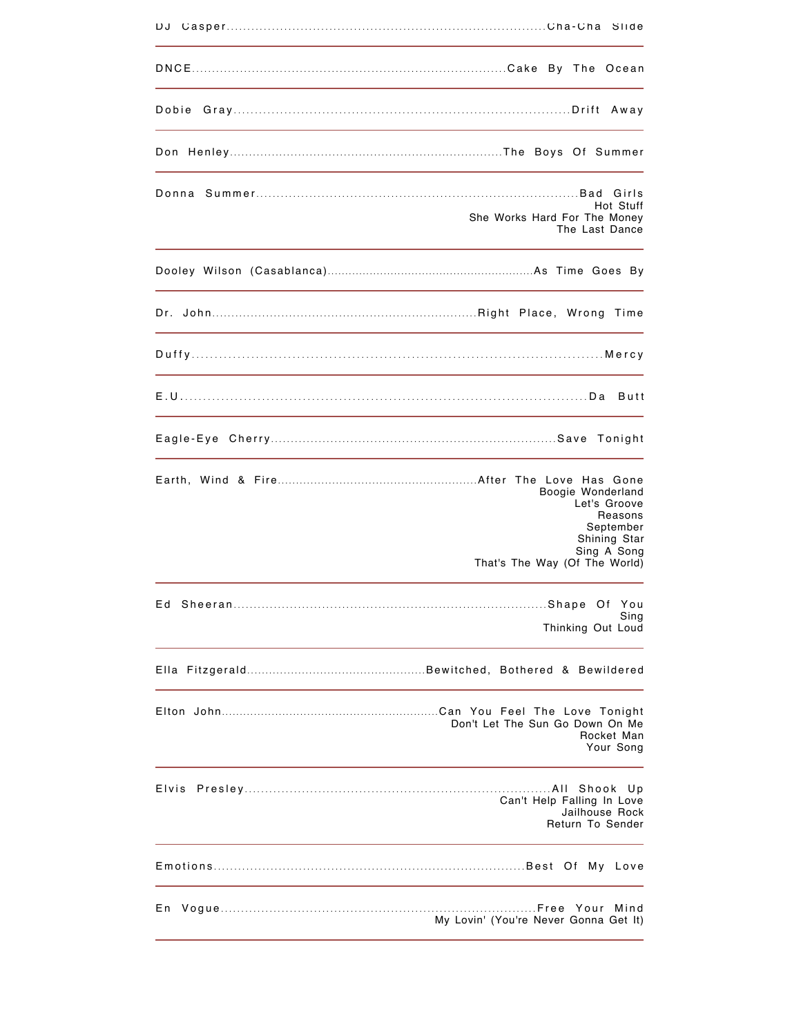DJ Casper....................Cha-Cha Slide

---

DNCE....................Cake By The Ocean

---

Dobie Gray....................Drift Away

---

Don Henley....................The Boys Of Summer

---

Donna Summer....................Bad Girls
Hot Stuff
She Works Hard For The Money
The Last Dance

---

Dooley Wilson (Casablanca)....................As Time Goes By

---

Dr. John....................Right Place, Wrong Time

---

Duffy....................Mercy

---

E.U....................Da Butt

---

Eagle-Eye Cherry....................Save Tonight

---

Earth, Wind & Fire....................After The Love Has Gone
Boogie Wonderland
Let's Groove
Reasons
September
Shining Star
Sing A Song
That's The Way (Of The World)

---

Ed Sheeran....................Shape Of You
Sing
Thinking Out Loud

---

Ella Fitzgerald....................Bewitched, Bothered & Bewildered

---

Elton John....................Can You Feel The Love Tonight
Don't Let The Sun Go Down On Me
Rocket Man
Your Song

---

Elvis Presley....................All Shook Up
Can't Help Falling In Love
Jailhouse Rock
Return To Sender

---

Emotions....................Best Of My Love

---

En Vogue....................Free Your Mind
My Lovin' (You're Never Gonna Get It)

---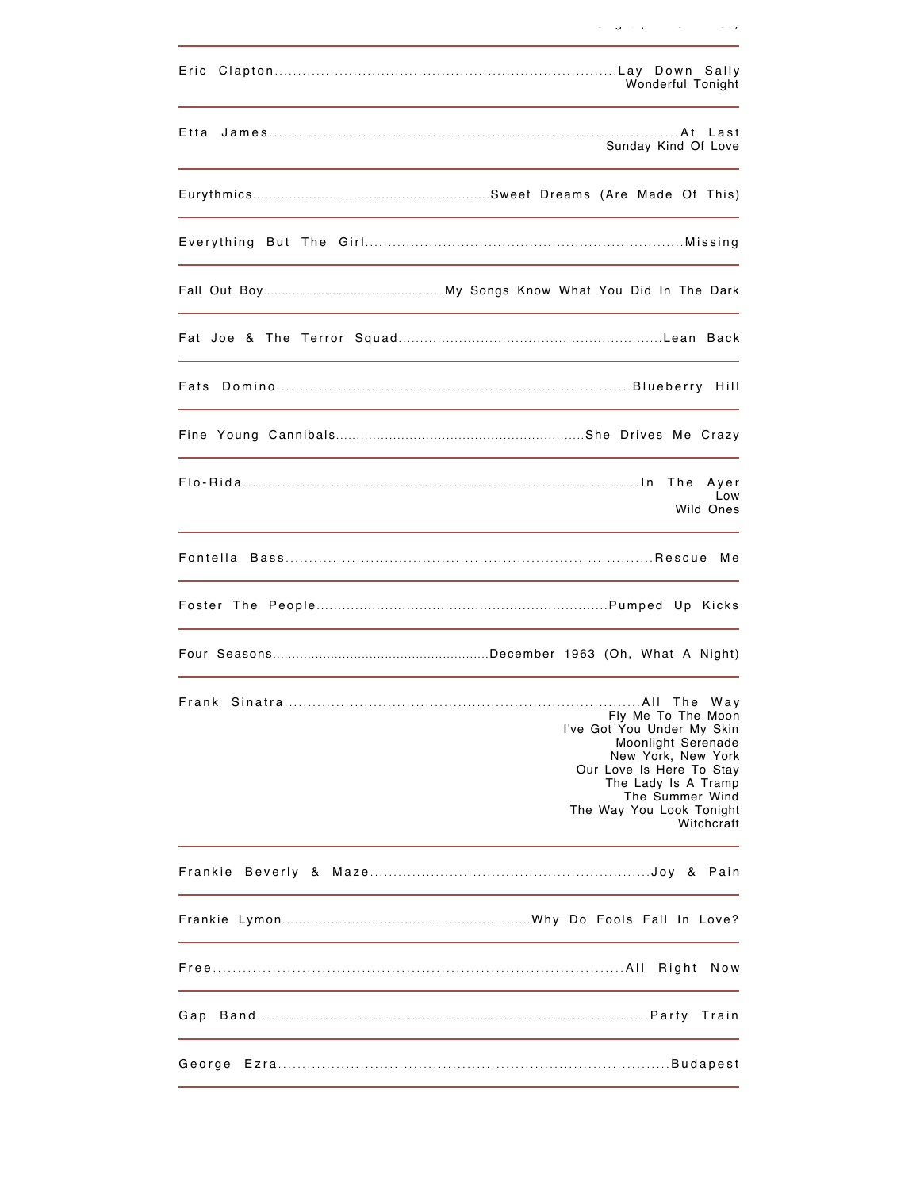| Artist | Songs |
| --- | --- |
| Eric Clapton | Lay Down Sally<br>Wonderful Tonight |
| Etta James | At Last<br>Sunday Kind Of Love |
| Eurythmics | Sweet Dreams (Are Made Of This) |
| Everything But The Girl | Missing |
| Fall Out Boy | My Songs Know What You Did In The Dark |
| Fat Joe & The Terror Squad | Lean Back |
| Fats Domino | Blueberry Hill |
| Fine Young Cannibals | She Drives Me Crazy |
| Flo-Rida | In The Ayer<br>Low<br>Wild Ones |
| Fontella Bass | Rescue Me |
| Foster The People | Pumped Up Kicks |
| Four Seasons | December 1963 (Oh, What A Night) |
| Frank Sinatra | All The Way<br>Fly Me To The Moon<br>I've Got You Under My Skin<br>Moonlight Serenade<br>New York, New York<br>Our Love Is Here To Stay<br>The Lady Is A Tramp<br>The Summer Wind<br>The Way You Look Tonight<br>Witchcraft |
| Frankie Beverly & Maze | Joy & Pain |
| Frankie Lymon | Why Do Fools Fall In Love? |
| Free | All Right Now |
| Gap Band | Party Train |
| George Ezra | Budapest |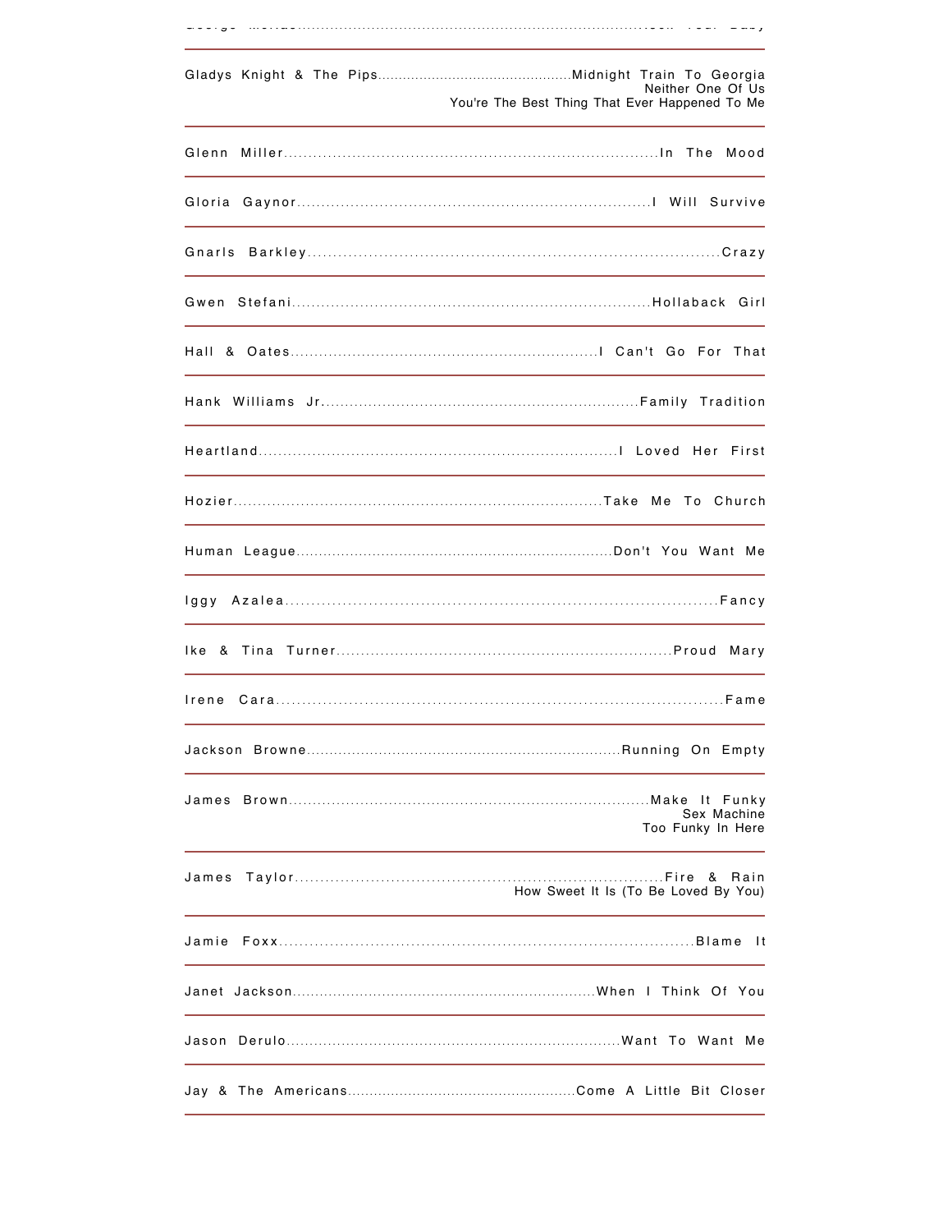George Michael................................................Kiss Your Baby

Gladys Knight & The Pips................................................Midnight Train To Georgia
Neither One Of Us
You're The Best Thing That Ever Happened To Me

---

Glenn Miller................................................In The Mood

---

Gloria Gaynor................................................I Will Survive

---

Gnarls Barkley................................................Crazy

---

Gwen Stefani................................................Hollaback Girl

---

Hall & Oates................................................I Can't Go For That

---

Hank Williams Jr................................................Family Tradition

---

Heartland................................................I Loved Her First

---

Hozier................................................Take Me To Church

---

Human League................................................Don't You Want Me

---

Iggy Azalea................................................Fancy

---

Ike & Tina Turner................................................Proud Mary

---

Irene Cara................................................Fame

---

Jackson Browne................................................Running On Empty

---

James Brown................................................Make It Funky
Sex Machine
Too Funky In Here

---

James Taylor................................................Fire & Rain
How Sweet It Is (To Be Loved By You)

---

Jamie Foxx................................................Blame It

---

Janet Jackson................................................When I Think Of You

---

Jason Derulo................................................Want To Want Me

---

Jay & The Americans................................................Come A Little Bit Closer

---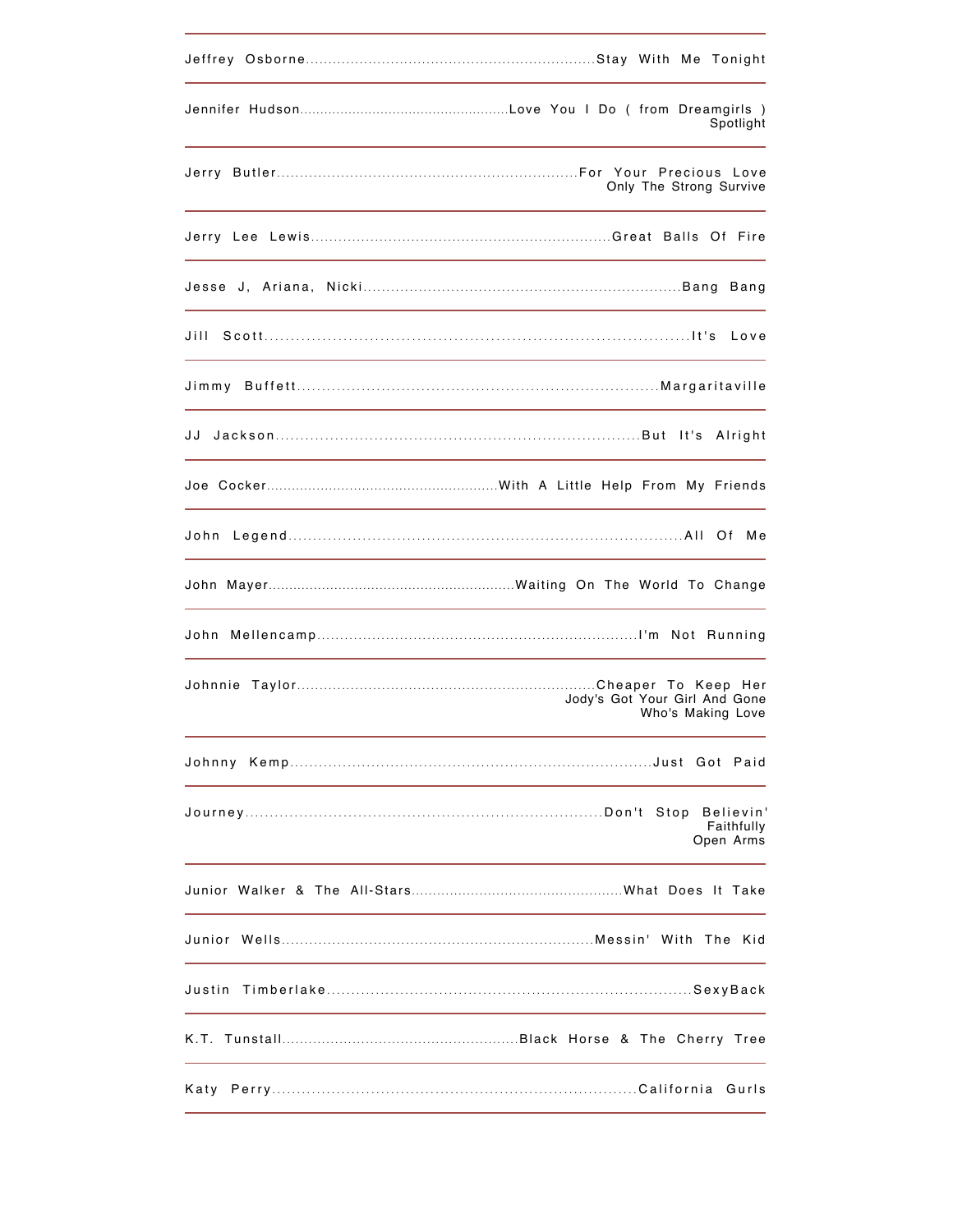Jeffrey Osborne................................................................Stay With Me Tonight

---

Jennifer Hudson...................................................Love You I Do ( from Dreamgirls )
Spotlight

---

Jerry Butler.................................................................For Your Precious Love
Only The Strong Survive

---

Jerry Lee Lewis.................................................................Great Balls Of Fire

---

Jesse J, Ariana, Nicki....................................................................Bang Bang

---

Jill Scott...............................................................................It's Love

---

Jimmy Buffett........................................................................Margaritaville

---

JJ Jackson........................................................................But It's Alright

---

Joe Cocker.......................................................With A Little Help From My Friends

---

John Legend..............................................................................All Of Me

---

John Mayer...........................................................Waiting On The World To Change

---

John Mellencamp.....................................................................I'm Not Running

---

Johnnie Taylor..................................................................Cheaper To Keep Her
Jody's Got Your Girl And Gone
Who's Making Love

---

Johnny Kemp..........................................................................Just Got Paid

---

Journey........................................................................Don't Stop Believin'
Faithfully
Open Arms

---

Junior Walker & The All-Stars.................................................What Does It Take

---

Junior Wells....................................................................Messin' With The Kid

---

Justin Timberlake.........................................................................SexyBack

---

K.T. Tunstall.....................................................Black Horse & The Cherry Tree

---

Katy Perry........................................................................California Gurls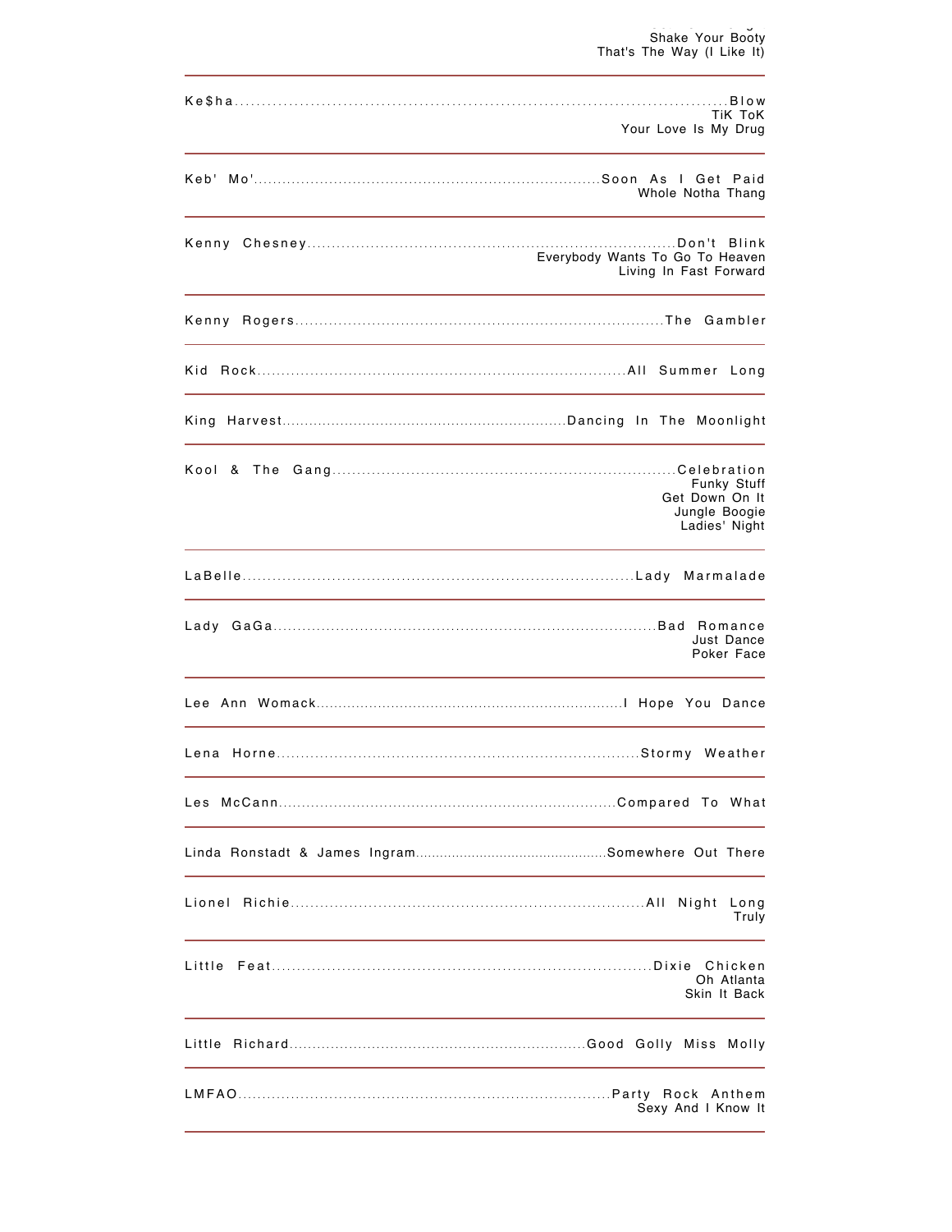Shake Your Booty
That's The Way (I Like It)

---

Ke$ha........................................................................................Blow
TiK ToK
Your Love Is My Drug

---

Keb' Mo'........................................................................Soon As I Get Paid
Whole Notha Thang

---

Kenny Chesney........................................................................Don't Blink
Everybody Wants To Go To Heaven
Living In Fast Forward

---

Kenny Rogers........................................................................The Gambler

---

Kid Rock........................................................................All Summer Long

---

King Harvest............................................................Dancing In The Moonlight

---

Kool & The Gang....................................................................Celebration
Funky Stuff
Get Down On It
Jungle Boogie
Ladies' Night

---

LaBelle........................................................................Lady Marmalade

---

Lady GaGa........................................................................Bad Romance
Just Dance
Poker Face

---

Lee Ann Womack..................................................................I Hope You Dance

---

Lena Horne........................................................................Stormy Weather

---

Les McCann......................................................................Compared To What

---

Linda Ronstadt & James Ingram..............................................Somewhere Out There

---

Lionel Richie........................................................................All Night Long
Truly

---

Little Feat........................................................................Dixie Chicken
Oh Atlanta
Skin It Back

---

Little Richard................................................................Good Golly Miss Molly

---

LMFAO........................................................................Party Rock Anthem
Sexy And I Know It

---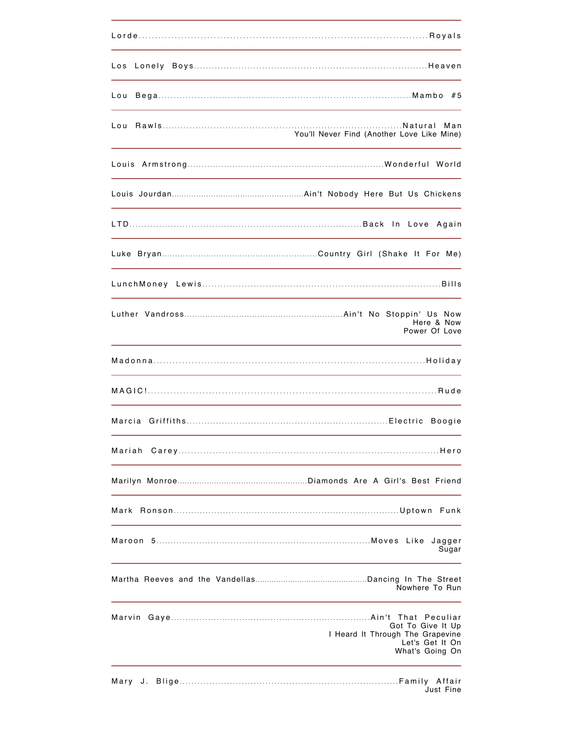Lorde........................................................................................Royals

---

Los Lonely Boys............................................................................Heaven

---

Lou Bega...................................................................................Mambo #5

---

Lou Rawls..............................................................................Natural Man
You'll Never Find (Another Love Like Mine)

---

Louis Armstrong....................................................................Wonderful World

---

Louis Jourdan.....................................................Ain't Nobody Here But Us Chickens

---

LTD............................................................................Back In Love Again

---

Luke Bryan...........................................................Country Girl (Shake It For Me)

---

LunchMoney Lewis...........................................................................Bills

---

Luther Vandross...........................................................Ain't No Stoppin' Us Now
Here & Now
Power Of Love

---

Madonna..................................................................................Holiday

---

MAGIC!.....................................................................................Rude

---

Marcia Griffiths....................................................................Electric Boogie

---

Mariah Carey...............................................................................Hero

---

Marilyn Monroe....................................................Diamonds Are A Girl's Best Friend

---

Mark Ronson...........................................................................Uptown Funk

---

Maroon 5.........................................................................Moves Like Jagger
Sugar

---

Martha Reeves and the Vandellas.............................................Dancing In The Street
Nowhere To Run

---

Marvin Gaye.....................................................................Ain't That Peculiar
Got To Give It Up
I Heard It Through The Grapevine
Let's Get It On
What's Going On

---

Mary J. Blige.........................................................................Family Affair
Just Fine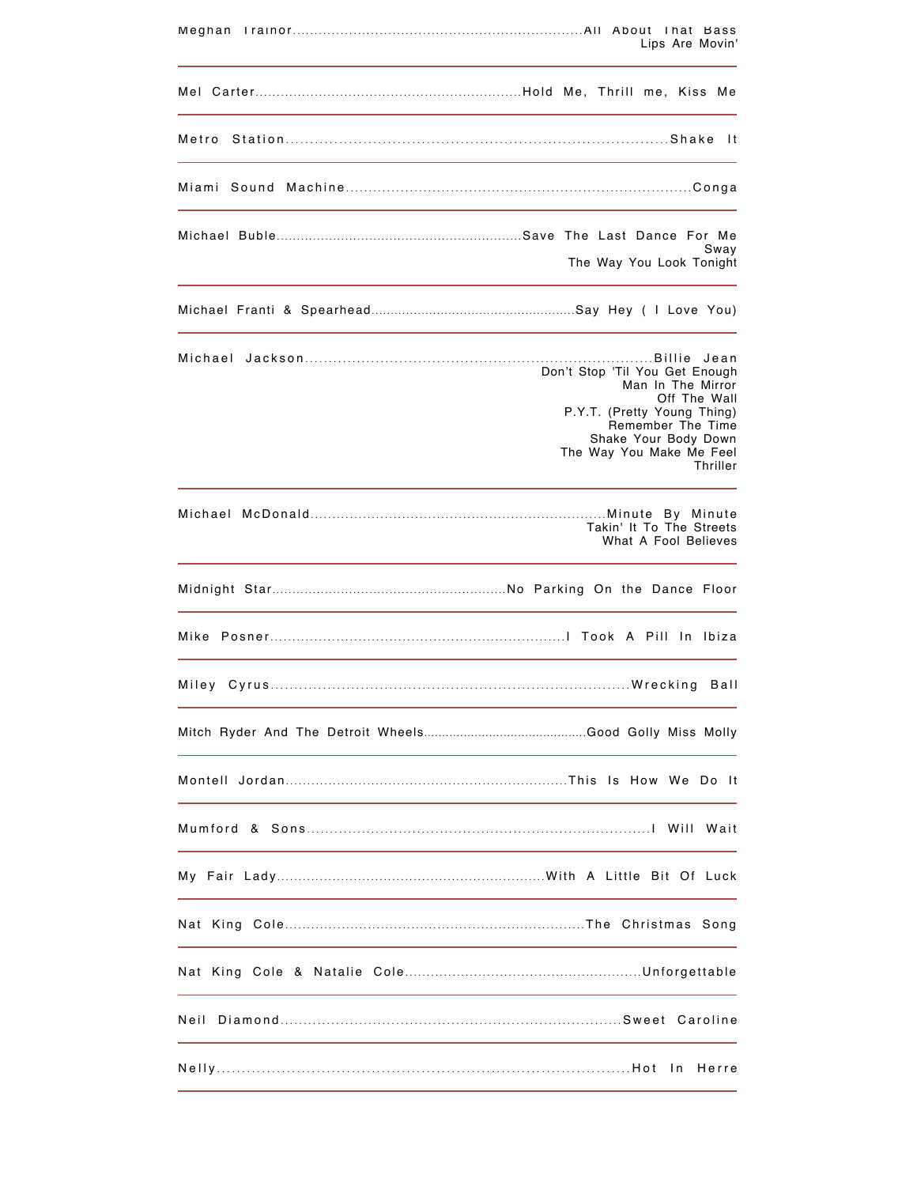Meghan Trainor................................All About That Bass
Lips Are Movin'

---

Mel Carter................................Hold Me, Thrill me, Kiss Me

---

Metro Station................................Shake It

---

Miami Sound Machine................................Conga

---

Michael Buble................................Save The Last Dance For Me
Sway
The Way You Look Tonight

---

Michael Franti & Spearhead................................Say Hey ( I Love You)

---

Michael Jackson................................Billie Jean
Don't Stop 'Til You Get Enough
Man In The Mirror
Off The Wall
P.Y.T. (Pretty Young Thing)
Remember The Time
Shake Your Body Down
The Way You Make Me Feel
Thriller

---

Michael McDonald................................Minute By Minute
Takin' It To The Streets
What A Fool Believes

---

Midnight Star................................No Parking On the Dance Floor

---

Mike Posner................................I Took A Pill In Ibiza

---

Miley Cyrus................................Wrecking Ball

---

Mitch Ryder And The Detroit Wheels................................Good Golly Miss Molly

---

Montell Jordan................................This Is How We Do It

---

Mumford & Sons................................I Will Wait

---

My Fair Lady................................With A Little Bit Of Luck

---

Nat King Cole................................The Christmas Song

---

Nat King Cole & Natalie Cole................................Unforgettable

---

Neil Diamond................................Sweet Caroline

---

Nelly................................Hot In Herre

---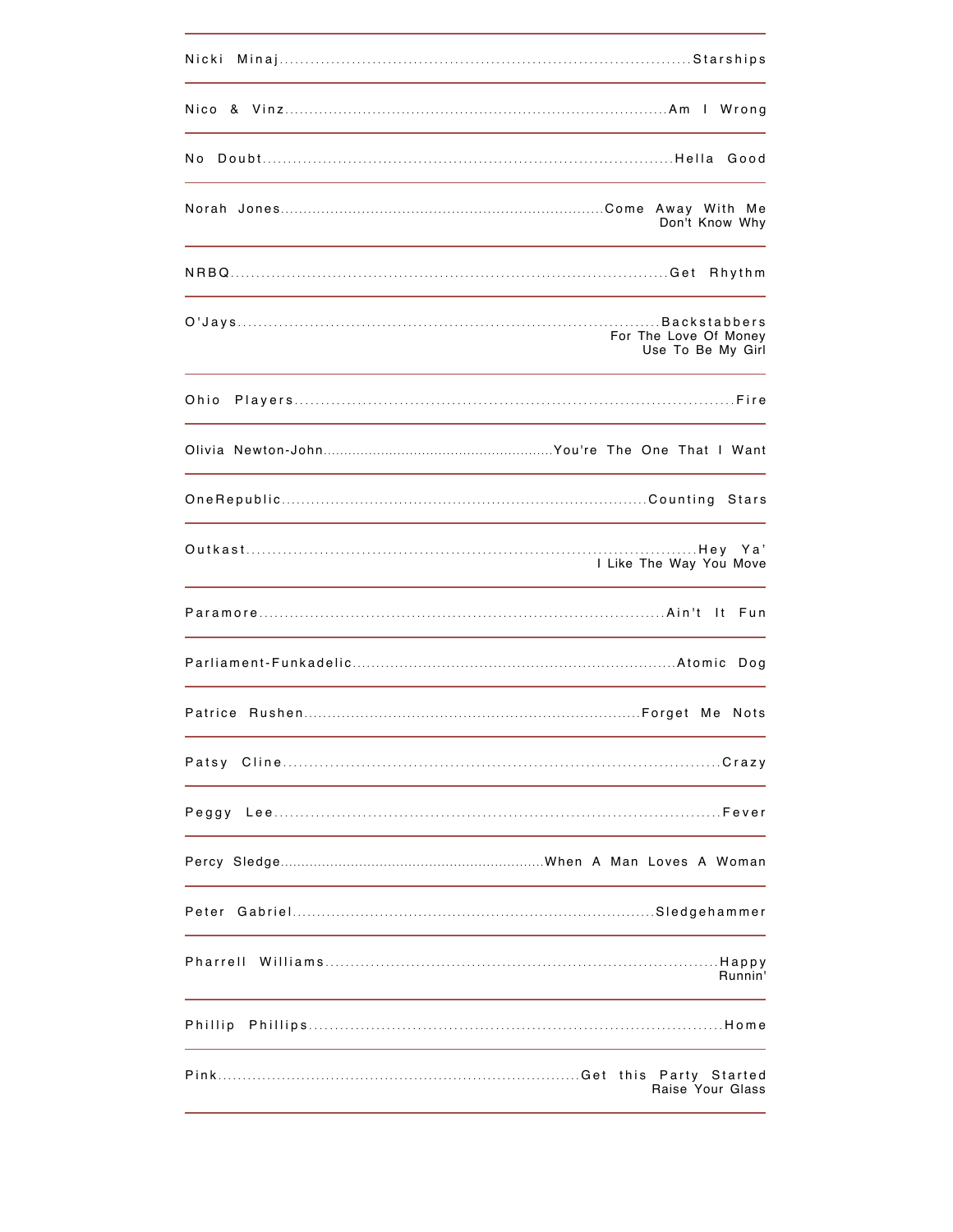Nicki Minaj........................................................................................Starships

---

Nico & Vinz........................................................................................Am I Wrong

---

No Doubt........................................................................................Hella Good

---

Norah Jones........................................................................................Come Away With Me
Don't Know Why

---

NRBQ........................................................................................Get Rhythm

---

O'Jays........................................................................................Backstabbers
For The Love Of Money
Use To Be My Girl

---

Ohio Players........................................................................................Fire

---

Olivia Newton-John........................................................................................You're The One That I Want

---

OneRepublic........................................................................................Counting Stars

---

Outkast........................................................................................Hey Ya'
I Like The Way You Move

---

Paramore........................................................................................Ain't It Fun

---

Parliament-Funkadelic........................................................................................Atomic Dog

---

Patrice Rushen........................................................................................Forget Me Nots

---

Patsy Cline........................................................................................Crazy

---

Peggy Lee........................................................................................Fever

---

Percy Sledge........................................................................................When A Man Loves A Woman

---

Peter Gabriel........................................................................................Sledgehammer

---

Pharrell Williams........................................................................................Happy
Runnin'

---

Phillip Phillips........................................................................................Home

---

Pink........................................................................................Get this Party Started
Raise Your Glass

---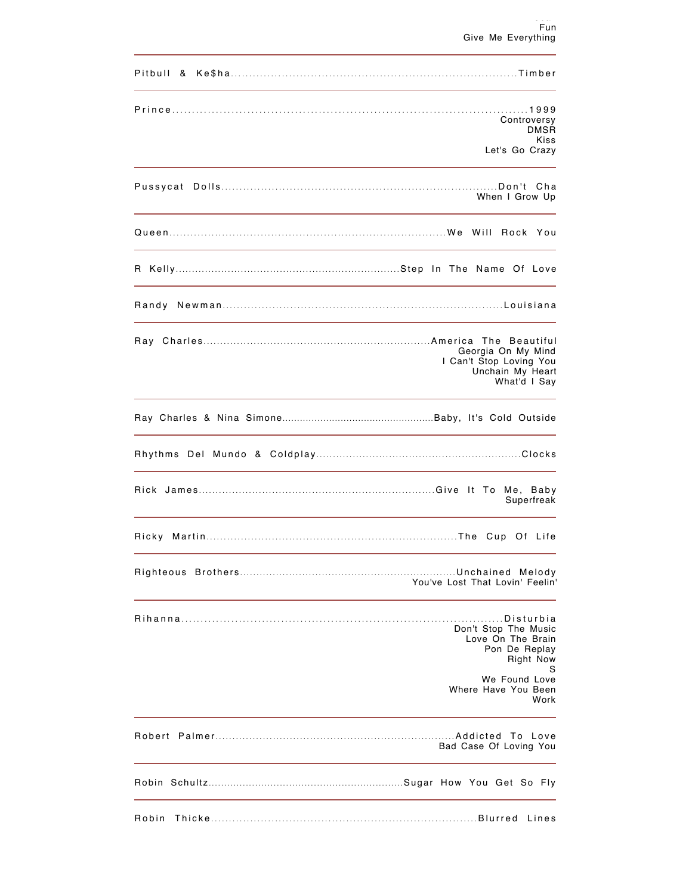Fun
Give Me Everything

---

Pitbull & Ke$ha.................................................................................Timber

---

Prince.........................................................................................1999
Controversy
DMSR
Kiss
Let's Go Crazy

---

Pussycat Dolls...........................................................................Don't Cha
When I Grow Up

---

Queen...............................................................................We Will Rock You

---

R Kelly...................................................................Step In The Name Of Love

---

Randy Newman...............................................................................Louisiana

---

Ray Charles...................................................................America The Beautiful
Georgia On My Mind
I Can't Stop Loving You
Unchain My Heart
What'd I Say

---

Ray Charles & Nina Simone...................................................Baby, It's Cold Outside

---

Rhythms Del Mundo & Coldplay.............................................................Clocks

---

Rick James.......................................................................Give It To Me, Baby
Superfreak

---

Ricky Martin.........................................................................The Cup Of Life

---

Righteous Brothers.................................................................Unchained Melody
You've Lost That Lovin' Feelin'

---

Rihanna.........................................................................................Disturbia
Don't Stop The Music
Love On The Brain
Pon De Replay
Right Now
S
We Found Love
Where Have You Been
Work

---

Robert Palmer......................................................................Addicted To Love
Bad Case Of Loving You

---

Robin Schultz..............................................................Sugar How You Get So Fly

---

Robin Thicke...........................................................................Blurred Lines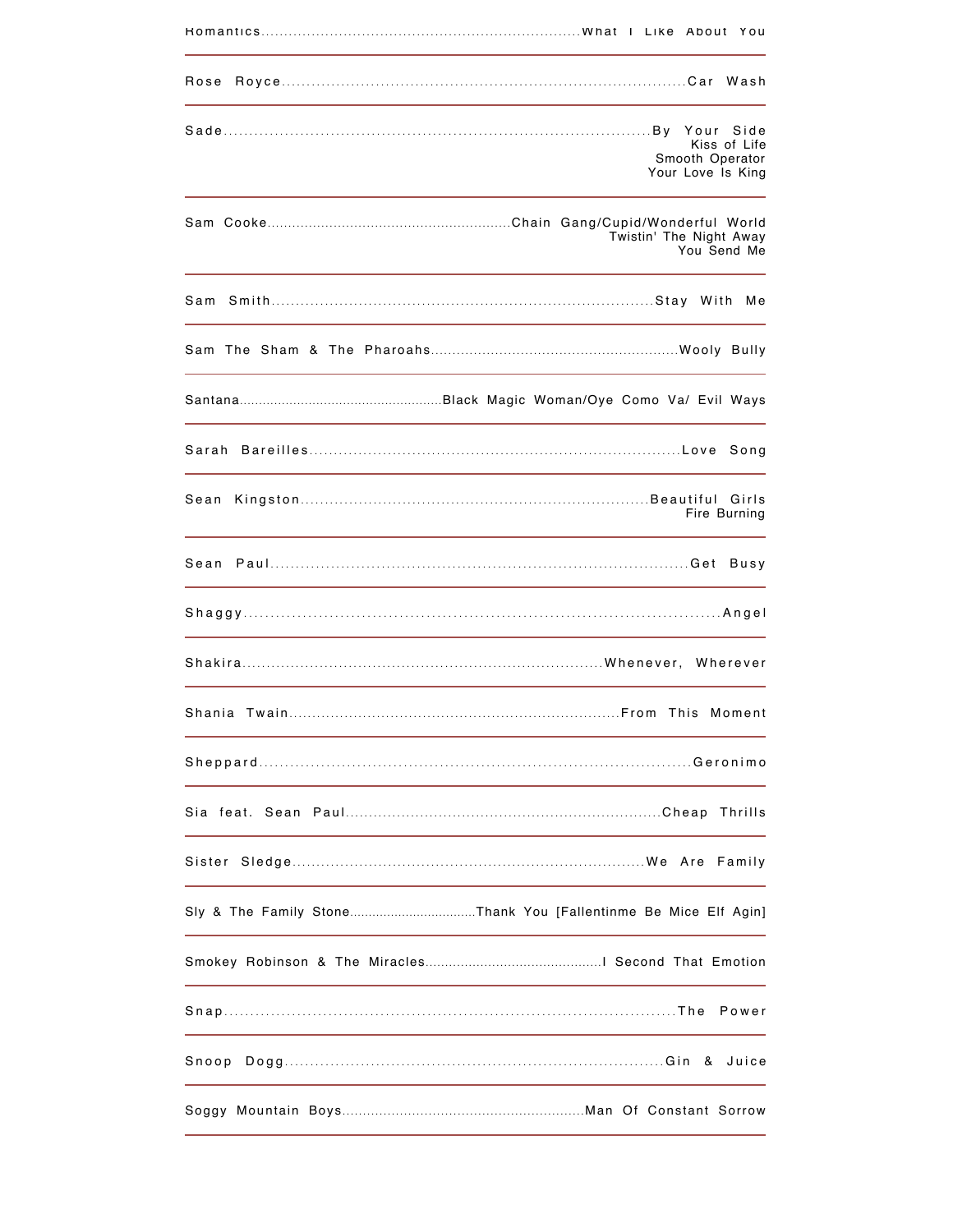Romantics....................................................................What I Like About You

---

Rose Royce..................................................................................Car Wash

---

Sade....................................................................................By Your Side
Kiss of Life
Smooth Operator
Your Love Is King

---

Sam Cooke...........................................................Chain Gang/Cupid/Wonderful World
Twistin' The Night Away
You Send Me

---

Sam Smith...............................................................................Stay With Me

---

Sam The Sham & The Pharoahs..........................................................Wooly Bully

---

Santana.....................................................Black Magic Woman/Oye Como Va/ Evil Ways

---

Sarah Bareilles..........................................................................Love Song

---

Sean Kingston.......................................................................Beautiful Girls
Fire Burning

---

Sean Paul..................................................................................Get Busy

---

Shaggy.........................................................................................Angel

---

Shakira.........................................................................Whenever, Wherever

---

Shania Twain.......................................................................From This Moment

---

Sheppard....................................................................................Geronimo

---

Sia feat. Sean Paul...................................................................Cheap Thrills

---

Sister Sledge.........................................................................We Are Family

---

Sly & The Family Stone.................................Thank You [Fallentinme Be Mice Elf Agin]

---

Smokey Robinson & The Miracles............................................I Second That Emotion

---

Snap.........................................................................................The Power

---

Snoop Dogg..........................................................................Gin & Juice

---

Soggy Mountain Boys..........................................................Man Of Constant Sorrow

---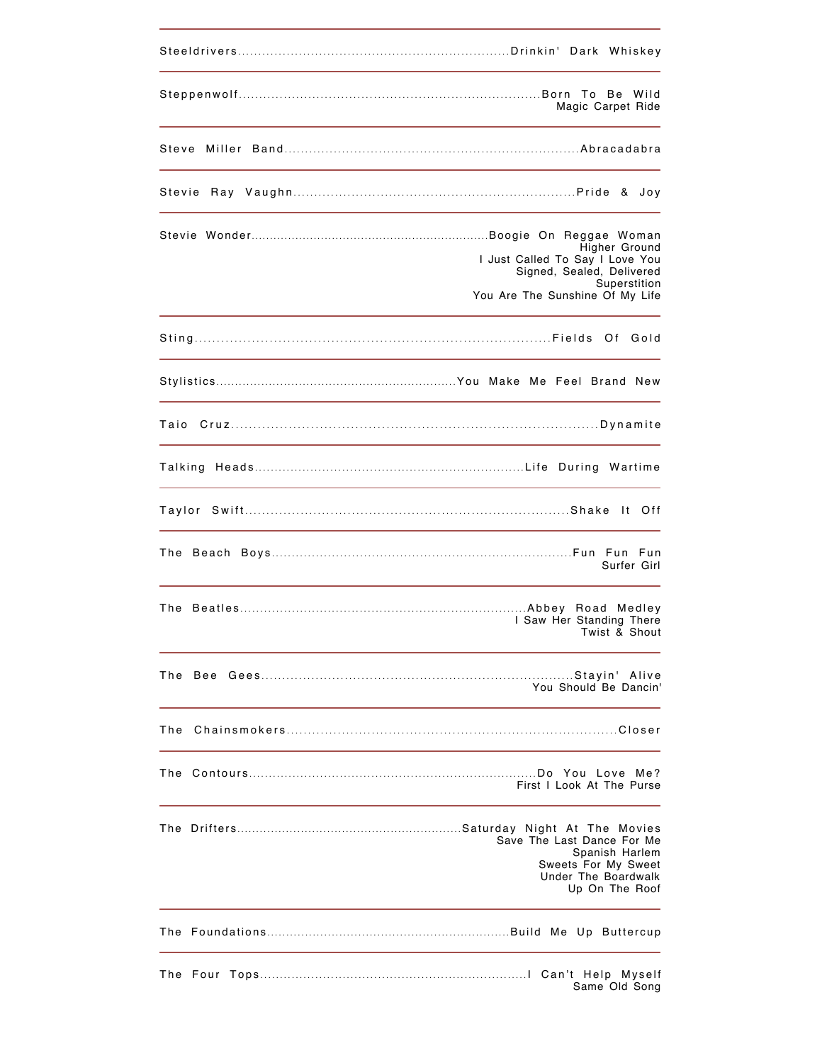| Artist | Songs |
| --- | --- |
| Steeldrivers | Drinkin' Dark Whiskey |
| Steppenwolf | Born To Be Wild<br>Magic Carpet Ride |
| Steve Miller Band | Abracadabra |
| Stevie Ray Vaughn | Pride & Joy |
| Stevie Wonder | Boogie On Reggae Woman<br>Higher Ground<br>I Just Called To Say I Love You<br>Signed, Sealed, Delivered<br>Superstition<br>You Are The Sunshine Of My Life |
| Sting | Fields Of Gold |
| Stylistics | You Make Me Feel Brand New |
| Taio Cruz | Dynamite |
| Talking Heads | Life During Wartime |
| Taylor Swift | Shake It Off |
| The Beach Boys | Fun Fun Fun<br>Surfer Girl |
| The Beatles | Abbey Road Medley<br>I Saw Her Standing There<br>Twist & Shout |
| The Bee Gees | Stayin' Alive<br>You Should Be Dancin' |
| The Chainsmokers | Closer |
| The Contours | Do You Love Me?<br>First I Look At The Purse |
| The Drifters | Saturday Night At The Movies<br>Save The Last Dance For Me<br>Spanish Harlem<br>Sweets For My Sweet<br>Under The Boardwalk<br>Up On The Roof |
| The Foundations | Build Me Up Buttercup |
| The Four Tops | I Can't Help Myself<br>Same Old Song |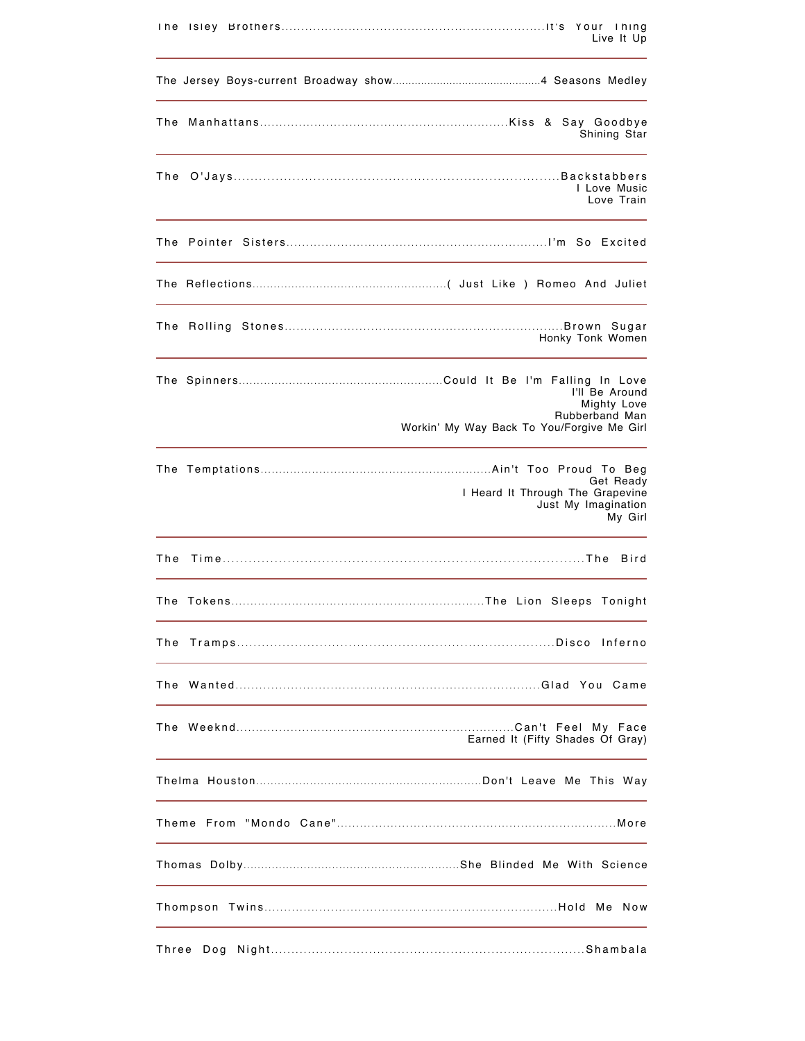The Isley Brothers....................................................................It's Your Thing
Live It Up

---

The Jersey Boys-current Broadway show..............................................4 Seasons Medley

---

The Manhattans...............................................................Kiss & Say Goodbye
Shining Star

---

The O'Jays...........................................................................Backstabbers
I Love Music
Love Train

---

The Pointer Sisters...................................................................I'm So Excited

---

The Reflections......................................................( Just Like ) Romeo And Juliet

---

The Rolling Stones.......................................................................Brown Sugar
Honky Tonk Women

---

The Spinners........................................................Could It Be I'm Falling In Love
I'll Be Around
Mighty Love
Rubberband Man
Workin' My Way Back To You/Forgive Me Girl

---

The Temptations.............................................................Ain't Too Proud To Beg
Get Ready
I Heard It Through The Grapevine
Just My Imagination
My Girl

---

The Time.....................................................................................The Bird

---

The Tokens.................................................................The Lion Sleeps Tonight

---

The Tramps.............................................................................Disco Inferno

---

The Wanted...........................................................................Glad You Came

---

The Weeknd.......................................................................Can't Feel My Face
Earned It (Fifty Shades Of Gray)

---

Thelma Houston.............................................................Don't Leave Me This Way

---

Theme From "Mondo Cane"........................................................................More

---

Thomas Dolby...........................................................She Blinded Me With Science

---

Thompson Twins..........................................................................Hold Me Now

---

Three Dog Night...........................................................................Shambala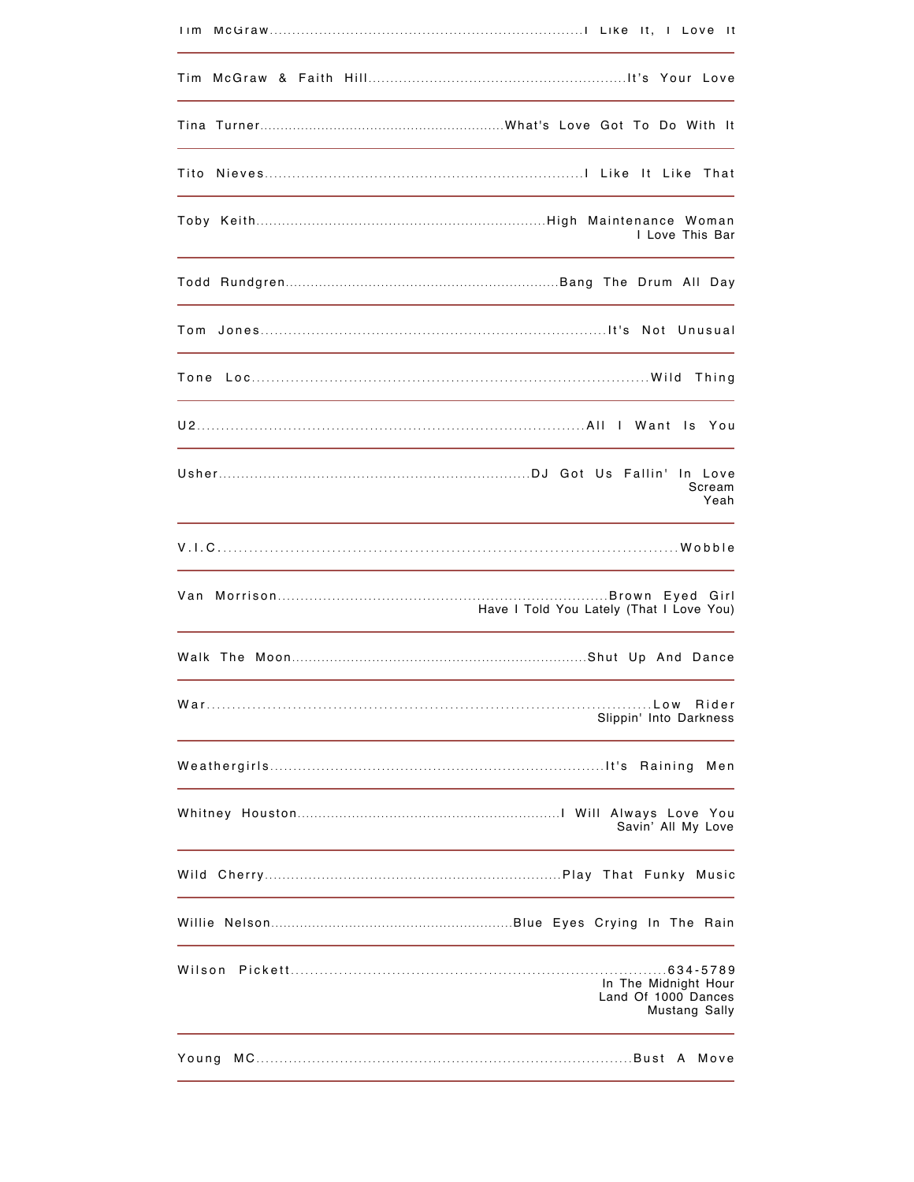Tim McGraw........................................................................I Like It, I Love It

---

Tim McGraw & Faith Hill..........................................................It's Your Love

---

Tina Turner..........................................................What's Love Got To Do With It

---

Tito Nieves......................................................................I Like It Like That

---

Toby Keith..................................................................High Maintenance Woman
I Love This Bar

---

Todd Rundgren................................................................Bang The Drum All Day

---

Tom Jones..........................................................................It's Not Unusual

---

Tone Loc..................................................................................Wild Thing

---

U2................................................................................All I Want Is You

---

Usher....................................................................DJ Got Us Fallin' In Love
Scream
Yeah

---

V.I.C.........................................................................................Wobble

---

Van Morrison.......................................................................Brown Eyed Girl
Have I Told You Lately (That I Love You)

---

Walk The Moon....................................................................Shut Up And Dance

---

War..........................................................................................Low Rider
Slippin' Into Darkness

---

Weathergirls.......................................................................It's Raining Men

---

Whitney Houston.............................................................I Will Always Love You
Savin' All My Love

---

Wild Cherry..................................................................Play That Funky Music

---

Willie Nelson........................................................Blue Eyes Crying In The Rain

---

Wilson Pickett.......................................................................634-5789
In The Midnight Hour
Land Of 1000 Dances
Mustang Sally

---

Young MC...............................................................................Bust A Move

---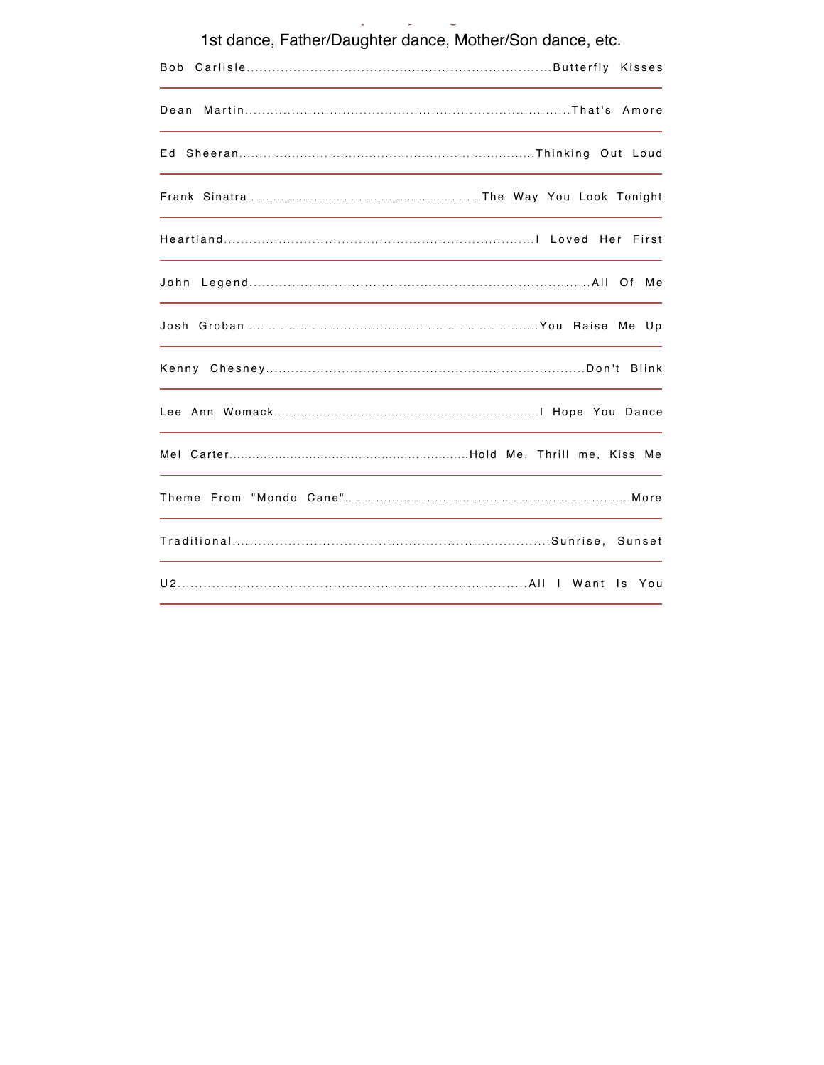1st dance, Father/Daughter dance, Mother/Son dance, etc.

Bob Carlisle........................................................................Butterfly Kisses

Dean Martin...........................................................................That's Amore

Ed Sheeran.......................................................................Thinking Out Loud

Frank Sinatra............................................................The Way You Look Tonight

Heartland........................................................................I Loved Her First

John Legend...............................................................................All Of Me

Josh Groban......................................................................You Raise Me Up

Kenny Chesney.........................................................................Don't Blink

Lee Ann Womack...................................................................I Hope You Dance

Mel Carter...........................................................Hold Me, Thrill me, Kiss Me

Theme From "Mondo Cane"......................................................................More

Traditional........................................................................Sunrise, Sunset

U2.................................................................................All I Want Is You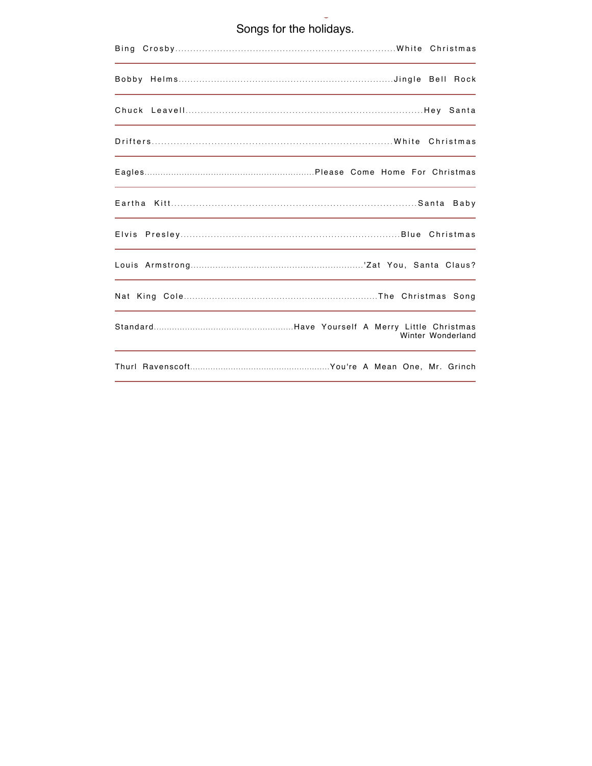# Songs for the holidays.

Bing Crosby........................................................................White Christmas

Bobby Helms........................................................................Jingle Bell Rock

Chuck Leavell........................................................................Hey Santa

Drifters........................................................................White Christmas

Eagles........................................................................Please Come Home For Christmas

Eartha Kitt........................................................................Santa Baby

Elvis Presley........................................................................Blue Christmas

Louis Armstrong........................................................................'Zat You, Santa Claus?

Nat King Cole........................................................................The Christmas Song

Standard........................................................................Have Yourself A Merry Little Christmas
Winter Wonderland

Thurl Ravenscoft........................................................................You're A Mean One, Mr. Grinch